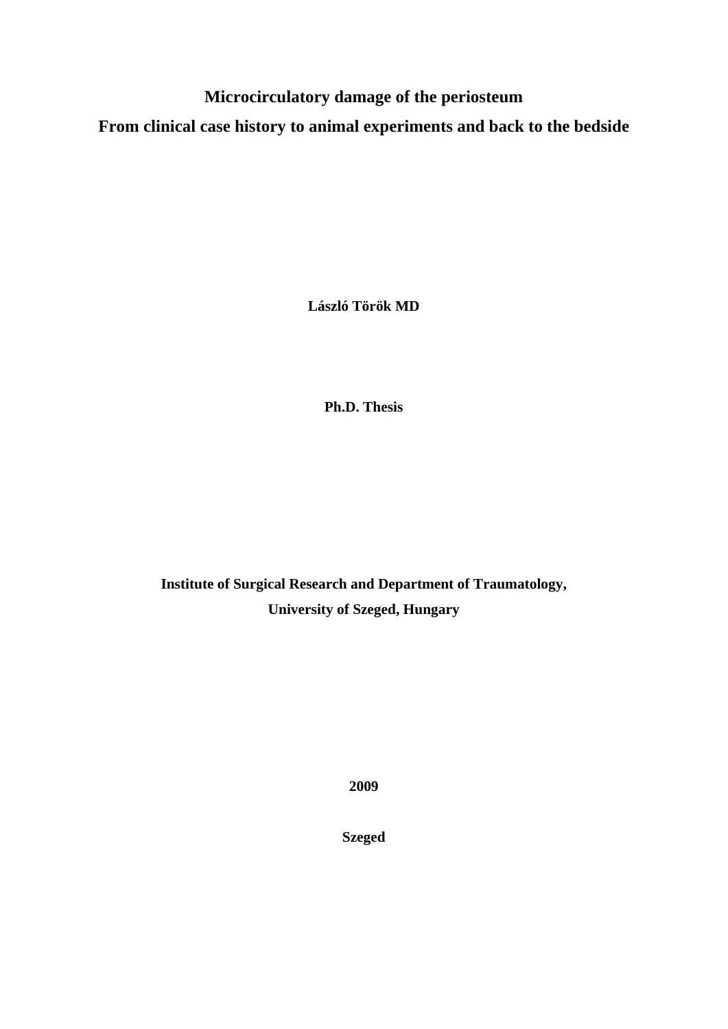# Microcirculatory damage of the periosteum

## From clinical case history to animal experiments and back to the bedside

**László Török MD**

**Ph.D. Thesis**

**Institute of Surgical Research and Department of Traumatology,**

**University of Szeged, Hungary**

**2009**

**Szeged**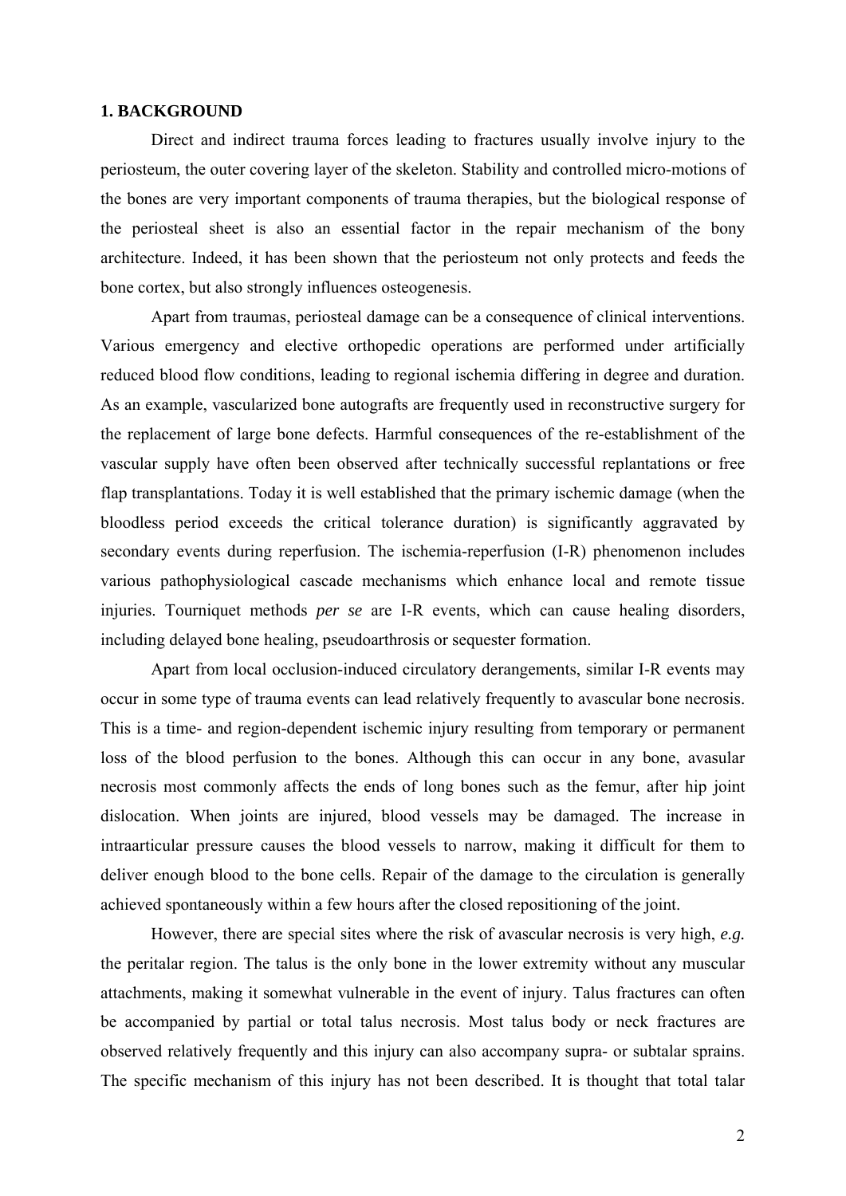## 1. BACKGROUND

Direct and indirect trauma forces leading to fractures usually involve injury to the periosteum, the outer covering layer of the skeleton. Stability and controlled micro-motions of the bones are very important components of trauma therapies, but the biological response of the periosteal sheet is also an essential factor in the repair mechanism of the bony architecture. Indeed, it has been shown that the periosteum not only protects and feeds the bone cortex, but also strongly influences osteogenesis.

Apart from traumas, periosteal damage can be a consequence of clinical interventions. Various emergency and elective orthopedic operations are performed under artificially reduced blood flow conditions, leading to regional ischemia differing in degree and duration. As an example, vascularized bone autografts are frequently used in reconstructive surgery for the replacement of large bone defects. Harmful consequences of the re-establishment of the vascular supply have often been observed after technically successful replantations or free flap transplantations. Today it is well established that the primary ischemic damage (when the bloodless period exceeds the critical tolerance duration) is significantly aggravated by secondary events during reperfusion. The ischemia-reperfusion (I-R) phenomenon includes various pathophysiological cascade mechanisms which enhance local and remote tissue injuries. Tourniquet methods *per se* are I-R events, which can cause healing disorders, including delayed bone healing, pseudoarthrosis or sequester formation.

Apart from local occlusion-induced circulatory derangements, similar I-R events may occur in some type of trauma events can lead relatively frequently to avascular bone necrosis. This is a time- and region-dependent ischemic injury resulting from temporary or permanent loss of the blood perfusion to the bones. Although this can occur in any bone, avasular necrosis most commonly affects the ends of long bones such as the femur, after hip joint dislocation. When joints are injured, blood vessels may be damaged. The increase in intraarticular pressure causes the blood vessels to narrow, making it difficult for them to deliver enough blood to the bone cells. Repair of the damage to the circulation is generally achieved spontaneously within a few hours after the closed repositioning of the joint.

However, there are special sites where the risk of avascular necrosis is very high, *e.g.* the peritalar region. The talus is the only bone in the lower extremity without any muscular attachments, making it somewhat vulnerable in the event of injury. Talus fractures can often be accompanied by partial or total talus necrosis. Most talus body or neck fractures are observed relatively frequently and this injury can also accompany supra- or subtalar sprains. The specific mechanism of this injury has not been described. It is thought that total talar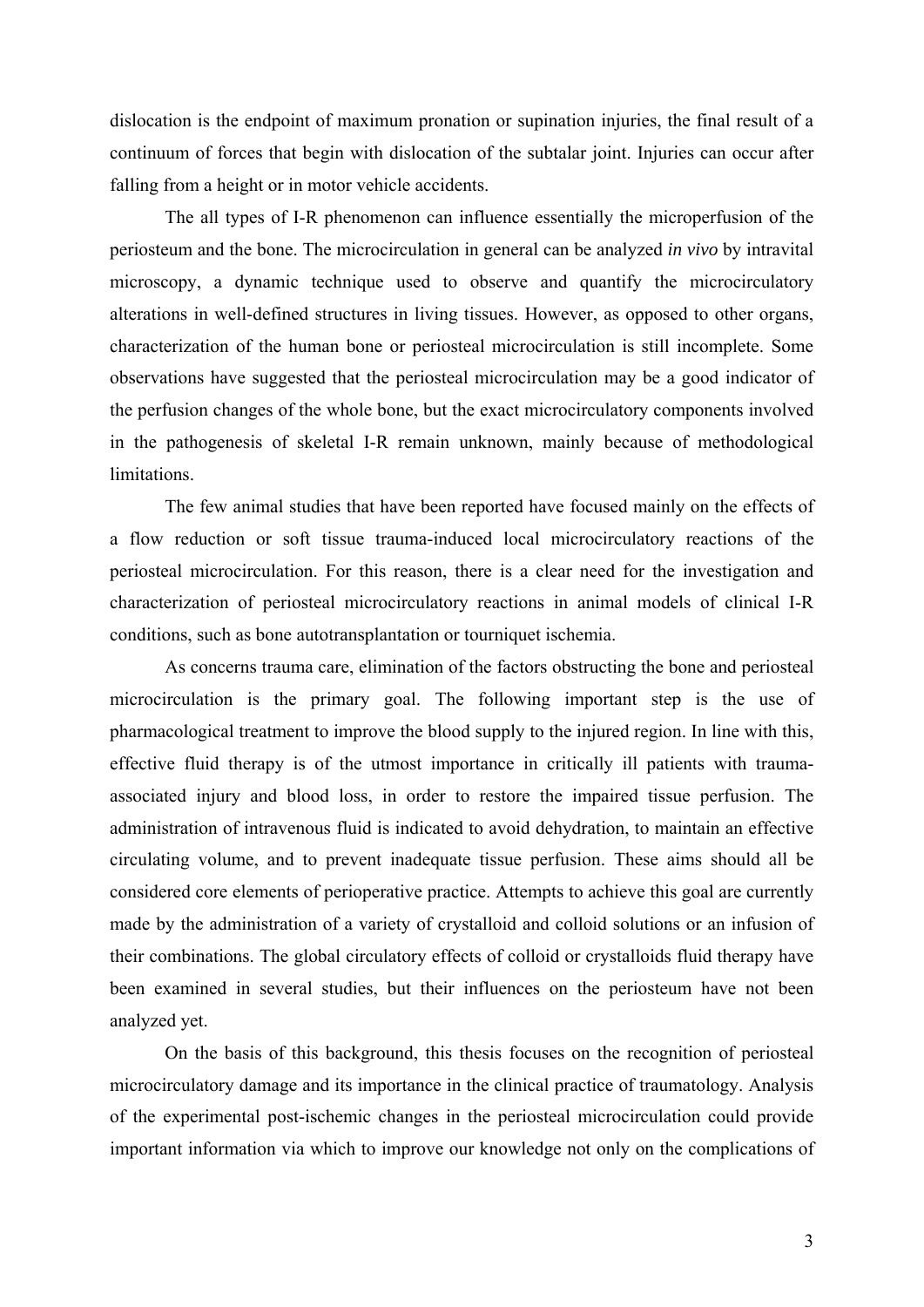dislocation is the endpoint of maximum pronation or supination injuries, the final result of a continuum of forces that begin with dislocation of the subtalar joint. Injuries can occur after falling from a height or in motor vehicle accidents.

The all types of I-R phenomenon can influence essentially the microperfusion of the periosteum and the bone. The microcirculation in general can be analyzed *in vivo* by intravital microscopy, a dynamic technique used to observe and quantify the microcirculatory alterations in well-defined structures in living tissues. However, as opposed to other organs, characterization of the human bone or periosteal microcirculation is still incomplete. Some observations have suggested that the periosteal microcirculation may be a good indicator of the perfusion changes of the whole bone, but the exact microcirculatory components involved in the pathogenesis of skeletal I-R remain unknown, mainly because of methodological limitations.

The few animal studies that have been reported have focused mainly on the effects of a flow reduction or soft tissue trauma-induced local microcirculatory reactions of the periosteal microcirculation. For this reason, there is a clear need for the investigation and characterization of periosteal microcirculatory reactions in animal models of clinical I-R conditions, such as bone autotransplantation or tourniquet ischemia.

As concerns trauma care, elimination of the factors obstructing the bone and periosteal microcirculation is the primary goal. The following important step is the use of pharmacological treatment to improve the blood supply to the injured region. In line with this, effective fluid therapy is of the utmost importance in critically ill patients with trauma-associated injury and blood loss, in order to restore the impaired tissue perfusion. The administration of intravenous fluid is indicated to avoid dehydration, to maintain an effective circulating volume, and to prevent inadequate tissue perfusion. These aims should all be considered core elements of perioperative practice. Attempts to achieve this goal are currently made by the administration of a variety of crystalloid and colloid solutions or an infusion of their combinations. The global circulatory effects of colloid or crystalloids fluid therapy have been examined in several studies, but their influences on the periosteum have not been analyzed yet.

On the basis of this background, this thesis focuses on the recognition of periosteal microcirculatory damage and its importance in the clinical practice of traumatology. Analysis of the experimental post-ischemic changes in the periosteal microcirculation could provide important information via which to improve our knowledge not only on the complications of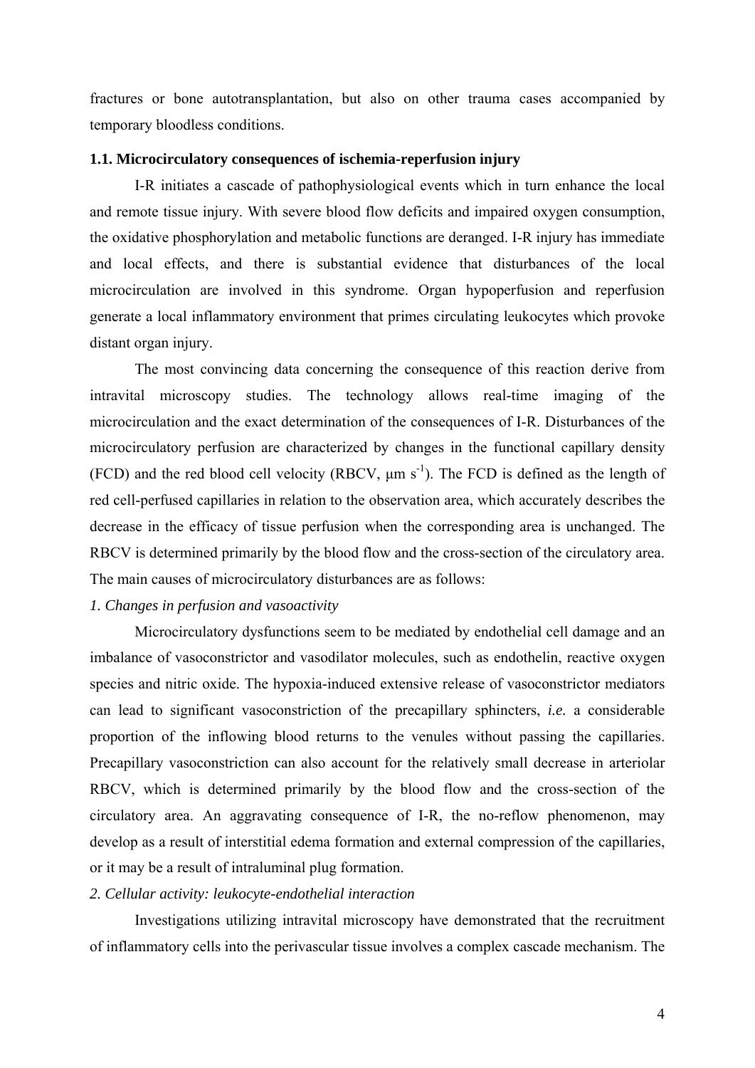fractures or bone autotransplantation, but also on other trauma cases accompanied by temporary bloodless conditions.

### 1.1. Microcirculatory consequences of ischemia-reperfusion injury

I-R initiates a cascade of pathophysiological events which in turn enhance the local and remote tissue injury. With severe blood flow deficits and impaired oxygen consumption, the oxidative phosphorylation and metabolic functions are deranged. I-R injury has immediate and local effects, and there is substantial evidence that disturbances of the local microcirculation are involved in this syndrome. Organ hypoperfusion and reperfusion generate a local inflammatory environment that primes circulating leukocytes which provoke distant organ injury.

The most convincing data concerning the consequence of this reaction derive from intravital microscopy studies. The technology allows real-time imaging of the microcirculation and the exact determination of the consequences of I-R. Disturbances of the microcirculatory perfusion are characterized by changes in the functional capillary density (FCD) and the red blood cell velocity (RBCV, $\mu m\ s^{-1}$). The FCD is defined as the length of red cell-perfused capillaries in relation to the observation area, which accurately describes the decrease in the efficacy of tissue perfusion when the corresponding area is unchanged. The RBCV is determined primarily by the blood flow and the cross-section of the circulatory area. The main causes of microcirculatory disturbances are as follows:

*1. Changes in perfusion and vasoactivity*

Microcirculatory dysfunctions seem to be mediated by endothelial cell damage and an imbalance of vasoconstrictor and vasodilator molecules, such as endothelin, reactive oxygen species and nitric oxide. The hypoxia-induced extensive release of vasoconstrictor mediators can lead to significant vasoconstriction of the precapillary sphincters, *i.e.* a considerable proportion of the inflowing blood returns to the venules without passing the capillaries. Precapillary vasoconstriction can also account for the relatively small decrease in arteriolar RBCV, which is determined primarily by the blood flow and the cross-section of the circulatory area. An aggravating consequence of I-R, the no-reflow phenomenon, may develop as a result of interstitial edema formation and external compression of the capillaries, or it may be a result of intraluminal plug formation.

*2. Cellular activity: leukocyte-endothelial interaction*

Investigations utilizing intravital microscopy have demonstrated that the recruitment of inflammatory cells into the perivascular tissue involves a complex cascade mechanism. The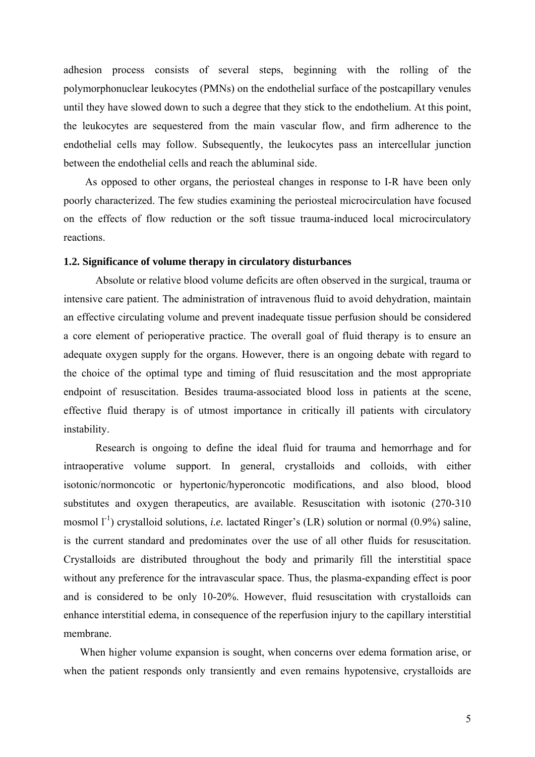adhesion process consists of several steps, beginning with the rolling of the polymorphonuclear leukocytes (PMNs) on the endothelial surface of the postcapillary venules until they have slowed down to such a degree that they stick to the endothelium. At this point, the leukocytes are sequestered from the main vascular flow, and firm adherence to the endothelial cells may follow. Subsequently, the leukocytes pass an intercellular junction between the endothelial cells and reach the abluminal side.

As opposed to other organs, the periosteal changes in response to I-R have been only poorly characterized. The few studies examining the periosteal microcirculation have focused on the effects of flow reduction or the soft tissue trauma-induced local microcirculatory reactions.

### 1.2. Significance of volume therapy in circulatory disturbances

Absolute or relative blood volume deficits are often observed in the surgical, trauma or intensive care patient. The administration of intravenous fluid to avoid dehydration, maintain an effective circulating volume and prevent inadequate tissue perfusion should be considered a core element of perioperative practice. The overall goal of fluid therapy is to ensure an adequate oxygen supply for the organs. However, there is an ongoing debate with regard to the choice of the optimal type and timing of fluid resuscitation and the most appropriate endpoint of resuscitation. Besides trauma-associated blood loss in patients at the scene, effective fluid therapy is of utmost importance in critically ill patients with circulatory instability.

Research is ongoing to define the ideal fluid for trauma and hemorrhage and for intraoperative volume support. In general, crystalloids and colloids, with either isotonic/normoncotic or hypertonic/hyperoncotic modifications, and also blood, blood substitutes and oxygen therapeutics, are available. Resuscitation with isotonic (270-310 mosmol $l^{-1}$) crystalloid solutions, *i.e.* lactated Ringer's (LR) solution or normal (0.9%) saline, is the current standard and predominates over the use of all other fluids for resuscitation. Crystalloids are distributed throughout the body and primarily fill the interstitial space without any preference for the intravascular space. Thus, the plasma-expanding effect is poor and is considered to be only 10-20%. However, fluid resuscitation with crystalloids can enhance interstitial edema, in consequence of the reperfusion injury to the capillary interstitial membrane.

When higher volume expansion is sought, when concerns over edema formation arise, or when the patient responds only transiently and even remains hypotensive, crystalloids are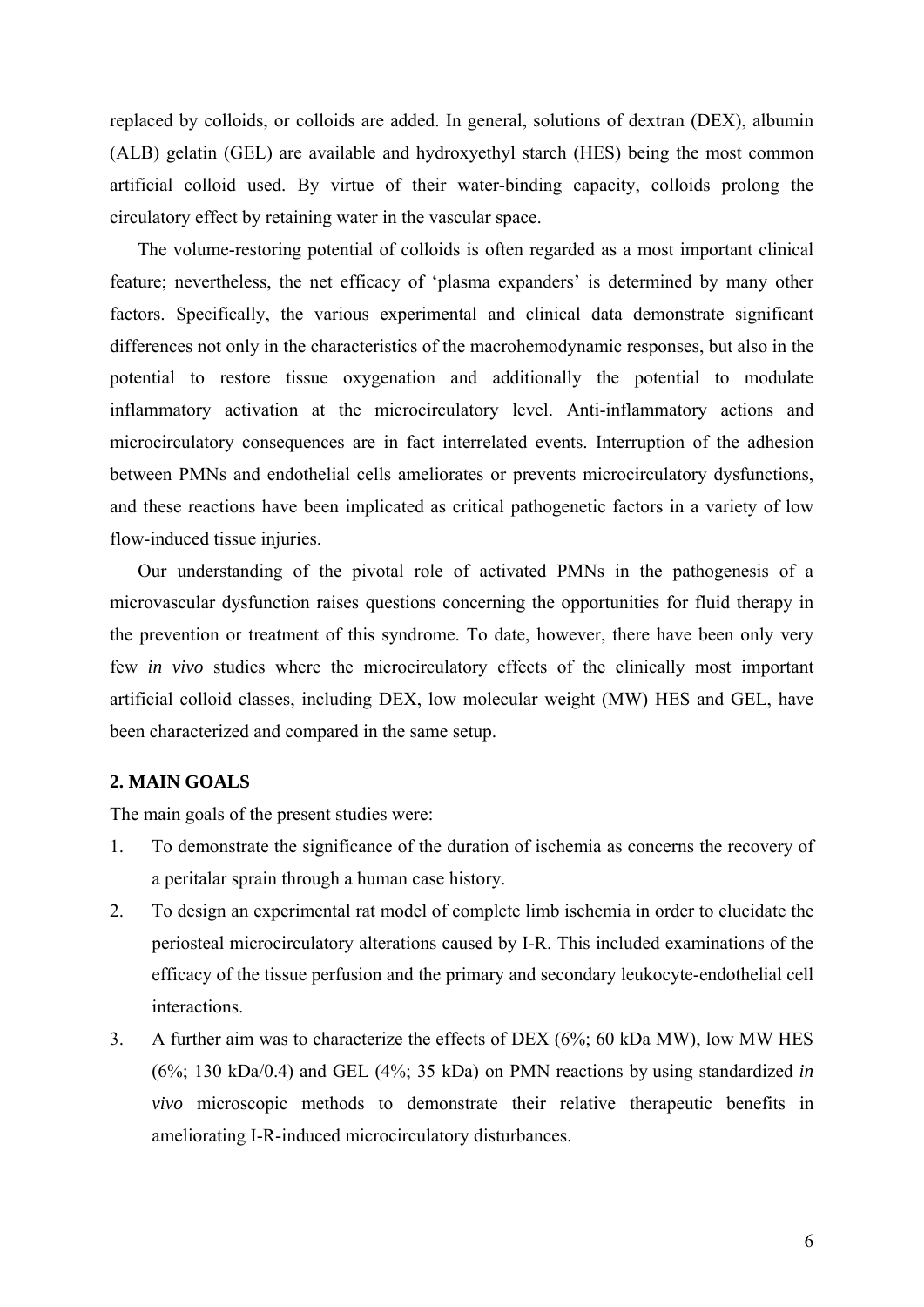replaced by colloids, or colloids are added. In general, solutions of dextran (DEX), albumin (ALB) gelatin (GEL) are available and hydroxyethyl starch (HES) being the most common artificial colloid used. By virtue of their water-binding capacity, colloids prolong the circulatory effect by retaining water in the vascular space.

The volume-restoring potential of colloids is often regarded as a most important clinical feature; nevertheless, the net efficacy of 'plasma expanders' is determined by many other factors. Specifically, the various experimental and clinical data demonstrate significant differences not only in the characteristics of the macrohemodynamic responses, but also in the potential to restore tissue oxygenation and additionally the potential to modulate inflammatory activation at the microcirculatory level. Anti-inflammatory actions and microcirculatory consequences are in fact interrelated events. Interruption of the adhesion between PMNs and endothelial cells ameliorates or prevents microcirculatory dysfunctions, and these reactions have been implicated as critical pathogenetic factors in a variety of low flow-induced tissue injuries.

Our understanding of the pivotal role of activated PMNs in the pathogenesis of a microvascular dysfunction raises questions concerning the opportunities for fluid therapy in the prevention or treatment of this syndrome. To date, however, there have been only very few *in vivo* studies where the microcirculatory effects of the clinically most important artificial colloid classes, including DEX, low molecular weight (MW) HES and GEL, have been characterized and compared in the same setup.

## 2. MAIN GOALS

The main goals of the present studies were:

1. To demonstrate the significance of the duration of ischemia as concerns the recovery of a peritalar sprain through a human case history.
2. To design an experimental rat model of complete limb ischemia in order to elucidate the periosteal microcirculatory alterations caused by I-R. This included examinations of the efficacy of the tissue perfusion and the primary and secondary leukocyte-endothelial cell interactions.
3. A further aim was to characterize the effects of DEX (6%; 60 kDa MW), low MW HES (6%; 130 kDa/0.4) and GEL (4%; 35 kDa) on PMN reactions by using standardized *in vivo* microscopic methods to demonstrate their relative therapeutic benefits in ameliorating I-R-induced microcirculatory disturbances.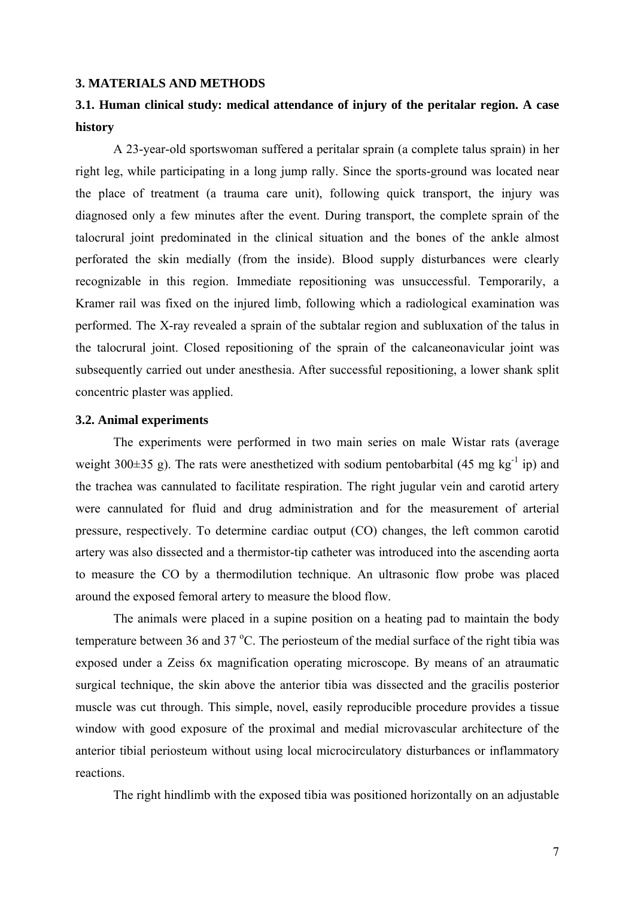## 3. MATERIALS AND METHODS

### 3.1. Human clinical study: medical attendance of injury of the peritalar region. A case history

A 23-year-old sportswoman suffered a peritalar sprain (a complete talus sprain) in her right leg, while participating in a long jump rally. Since the sports-ground was located near the place of treatment (a trauma care unit), following quick transport, the injury was diagnosed only a few minutes after the event. During transport, the complete sprain of the talocrural joint predominated in the clinical situation and the bones of the ankle almost perforated the skin medially (from the inside). Blood supply disturbances were clearly recognizable in this region. Immediate repositioning was unsuccessful. Temporarily, a Kramer rail was fixed on the injured limb, following which a radiological examination was performed. The X-ray revealed a sprain of the subtalar region and subluxation of the talus in the talocrural joint. Closed repositioning of the sprain of the calcaneonavicular joint was subsequently carried out under anesthesia. After successful repositioning, a lower shank split concentric plaster was applied.

### 3.2. Animal experiments

The experiments were performed in two main series on male Wistar rats (average weight 300±35 g). The rats were anesthetized with sodium pentobarbital (45 mg $kg^{-1}$ ip) and the trachea was cannulated to facilitate respiration. The right jugular vein and carotid artery were cannulated for fluid and drug administration and for the measurement of arterial pressure, respectively. To determine cardiac output (CO) changes, the left common carotid artery was also dissected and a thermistor-tip catheter was introduced into the ascending aorta to measure the CO by a thermodilution technique. An ultrasonic flow probe was placed around the exposed femoral artery to measure the blood flow.

The animals were placed in a supine position on a heating pad to maintain the body temperature between 36 and 37 $^{o}$C. The periosteum of the medial surface of the right tibia was exposed under a Zeiss 6x magnification operating microscope. By means of an atraumatic surgical technique, the skin above the anterior tibia was dissected and the gracilis posterior muscle was cut through. This simple, novel, easily reproducible procedure provides a tissue window with good exposure of the proximal and medial microvascular architecture of the anterior tibial periosteum without using local microcirculatory disturbances or inflammatory reactions.

The right hindlimb with the exposed tibia was positioned horizontally on an adjustable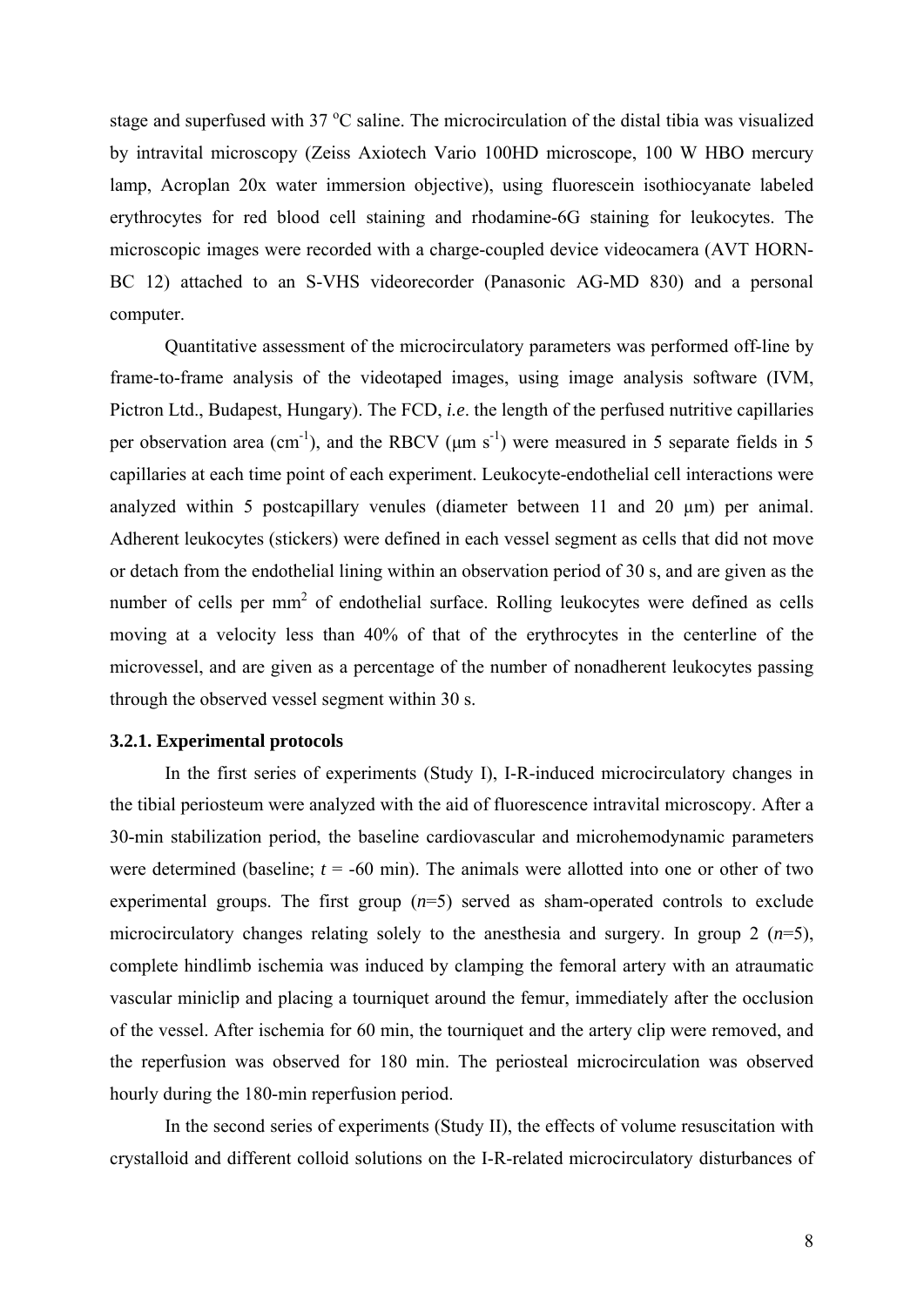stage and superfused with 37 °C saline. The microcirculation of the distal tibia was visualized by intravital microscopy (Zeiss Axiotech Vario 100HD microscope, 100 W HBO mercury lamp, Acroplan 20x water immersion objective), using fluorescein isothiocyanate labeled erythrocytes for red blood cell staining and rhodamine-6G staining for leukocytes. The microscopic images were recorded with a charge-coupled device videocamera (AVT HORN-BC 12) attached to an S-VHS videorecorder (Panasonic AG-MD 830) and a personal computer.

Quantitative assessment of the microcirculatory parameters was performed off-line by frame-to-frame analysis of the videotaped images, using image analysis software (IVM, Pictron Ltd., Budapest, Hungary). The FCD, *i.e*. the length of the perfused nutritive capillaries per observation area ($cm^{-1}$), and the RBCV ($\mu m\ s^{-1}$) were measured in 5 separate fields in 5 capillaries at each time point of each experiment. Leukocyte-endothelial cell interactions were analyzed within 5 postcapillary venules (diameter between 11 and 20 μm) per animal. Adherent leukocytes (stickers) were defined in each vessel segment as cells that did not move or detach from the endothelial lining within an observation period of 30 s, and are given as the number of cells per $mm^2$ of endothelial surface. Rolling leukocytes were defined as cells moving at a velocity less than 40% of that of the erythrocytes in the centerline of the microvessel, and are given as a percentage of the number of nonadherent leukocytes passing through the observed vessel segment within 30 s.

### 3.2.1. Experimental protocols

In the first series of experiments (Study I), I-R-induced microcirculatory changes in the tibial periosteum were analyzed with the aid of fluorescence intravital microscopy. After a 30-min stabilization period, the baseline cardiovascular and microhemodynamic parameters were determined (baseline; $t$ = -60 min). The animals were allotted into one or other of two experimental groups. The first group ($n$=5) served as sham-operated controls to exclude microcirculatory changes relating solely to the anesthesia and surgery. In group 2 ($n$=5), complete hindlimb ischemia was induced by clamping the femoral artery with an atraumatic vascular miniclip and placing a tourniquet around the femur, immediately after the occlusion of the vessel. After ischemia for 60 min, the tourniquet and the artery clip were removed, and the reperfusion was observed for 180 min. The periosteal microcirculation was observed hourly during the 180-min reperfusion period.

In the second series of experiments (Study II), the effects of volume resuscitation with crystalloid and different colloid solutions on the I-R-related microcirculatory disturbances of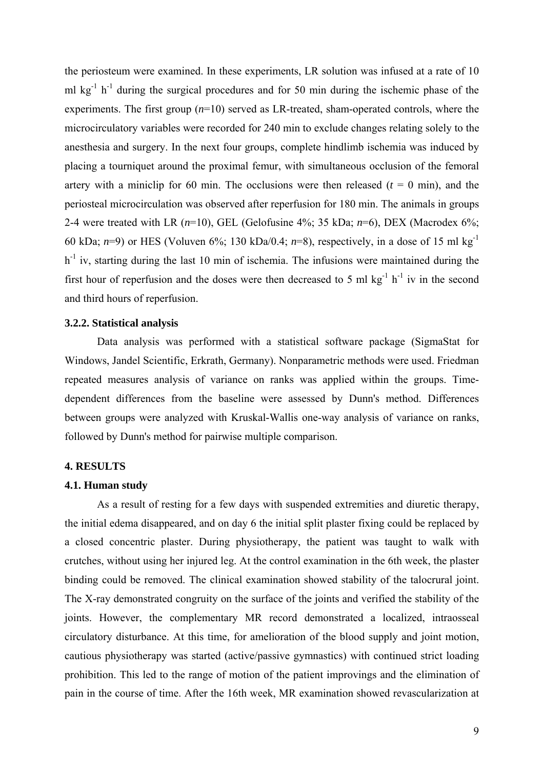the periosteum were examined. In these experiments, LR solution was infused at a rate of 10 ml $kg^{-1}$ $h^{-1}$ during the surgical procedures and for 50 min during the ischemic phase of the experiments. The first group (*n*=10) served as LR-treated, sham-operated controls, where the microcirculatory variables were recorded for 240 min to exclude changes relating solely to the anesthesia and surgery. In the next four groups, complete hindlimb ischemia was induced by placing a tourniquet around the proximal femur, with simultaneous occlusion of the femoral artery with a miniclip for 60 min. The occlusions were then released ($t$ = 0 min), and the periosteal microcirculation was observed after reperfusion for 180 min. The animals in groups 2-4 were treated with LR (*n*=10), GEL (Gelofusine 4%; 35 kDa; *n*=6), DEX (Macrodex 6%; 60 kDa; *n*=9) or HES (Voluven 6%; 130 kDa/0.4; *n*=8), respectively, in a dose of 15 ml $kg^{-1}$ $h^{-1}$ iv, starting during the last 10 min of ischemia. The infusions were maintained during the first hour of reperfusion and the doses were then decreased to 5 ml $kg^{-1}$ $h^{-1}$ iv in the second and third hours of reperfusion.

### 3.2.2. Statistical analysis

Data analysis was performed with a statistical software package (SigmaStat for Windows, Jandel Scientific, Erkrath, Germany). Nonparametric methods were used. Friedman repeated measures analysis of variance on ranks was applied within the groups. Time-dependent differences from the baseline were assessed by Dunn's method. Differences between groups were analyzed with Kruskal-Wallis one-way analysis of variance on ranks, followed by Dunn's method for pairwise multiple comparison.

## 4. RESULTS

### 4.1. Human study

As a result of resting for a few days with suspended extremities and diuretic therapy, the initial edema disappeared, and on day 6 the initial split plaster fixing could be replaced by a closed concentric plaster. During physiotherapy, the patient was taught to walk with crutches, without using her injured leg. At the control examination in the 6th week, the plaster binding could be removed. The clinical examination showed stability of the talocrural joint. The X-ray demonstrated congruity on the surface of the joints and verified the stability of the joints. However, the complementary MR record demonstrated a localized, intraosseal circulatory disturbance. At this time, for amelioration of the blood supply and joint motion, cautious physiotherapy was started (active/passive gymnastics) with continued strict loading prohibition. This led to the range of motion of the patient improvings and the elimination of pain in the course of time. After the 16th week, MR examination showed revascularization at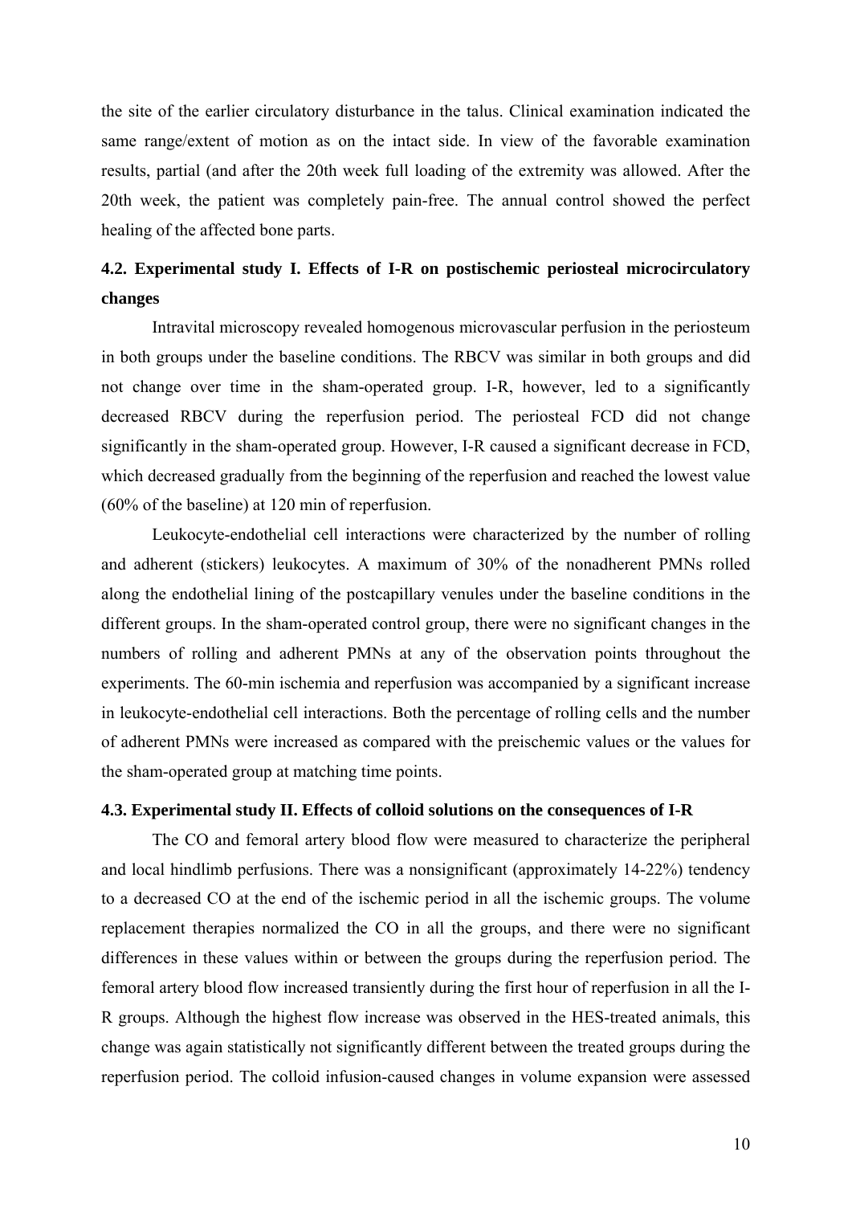the site of the earlier circulatory disturbance in the talus. Clinical examination indicated the same range/extent of motion as on the intact side. In view of the favorable examination results, partial (and after the 20th week full loading of the extremity was allowed. After the 20th week, the patient was completely pain-free. The annual control showed the perfect healing of the affected bone parts.

## 4.2. Experimental study I. Effects of I-R on postischemic periosteal microcirculatory changes

Intravital microscopy revealed homogenous microvascular perfusion in the periosteum in both groups under the baseline conditions. The RBCV was similar in both groups and did not change over time in the sham-operated group. I-R, however, led to a significantly decreased RBCV during the reperfusion period. The periosteal FCD did not change significantly in the sham-operated group. However, I-R caused a significant decrease in FCD, which decreased gradually from the beginning of the reperfusion and reached the lowest value (60% of the baseline) at 120 min of reperfusion.

Leukocyte-endothelial cell interactions were characterized by the number of rolling and adherent (stickers) leukocytes. A maximum of 30% of the nonadherent PMNs rolled along the endothelial lining of the postcapillary venules under the baseline conditions in the different groups. In the sham-operated control group, there were no significant changes in the numbers of rolling and adherent PMNs at any of the observation points throughout the experiments. The 60-min ischemia and reperfusion was accompanied by a significant increase in leukocyte-endothelial cell interactions. Both the percentage of rolling cells and the number of adherent PMNs were increased as compared with the preischemic values or the values for the sham-operated group at matching time points.

## 4.3. Experimental study II. Effects of colloid solutions on the consequences of I-R

The CO and femoral artery blood flow were measured to characterize the peripheral and local hindlimb perfusions. There was a nonsignificant (approximately 14-22%) tendency to a decreased CO at the end of the ischemic period in all the ischemic groups. The volume replacement therapies normalized the CO in all the groups, and there were no significant differences in these values within or between the groups during the reperfusion period. The femoral artery blood flow increased transiently during the first hour of reperfusion in all the I-R groups. Although the highest flow increase was observed in the HES-treated animals, this change was again statistically not significantly different between the treated groups during the reperfusion period. The colloid infusion-caused changes in volume expansion were assessed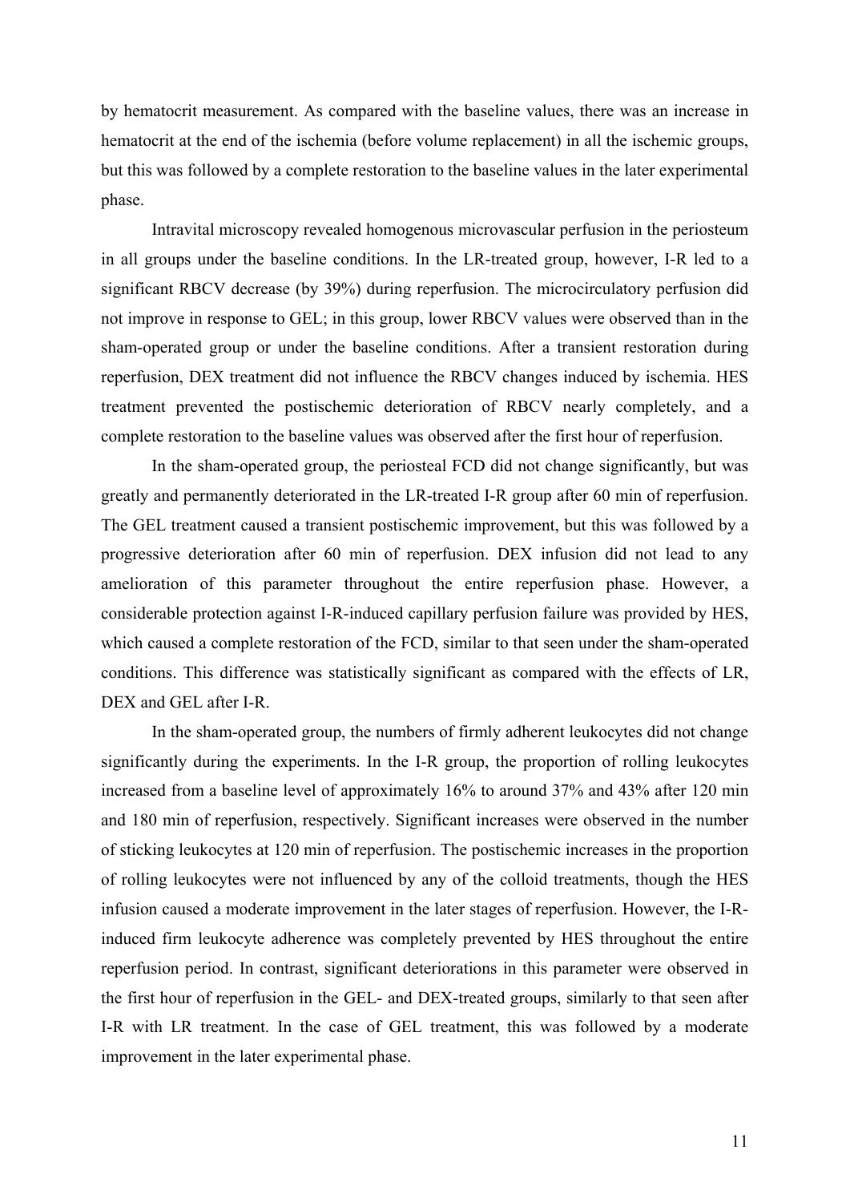by hematocrit measurement. As compared with the baseline values, there was an increase in hematocrit at the end of the ischemia (before volume replacement) in all the ischemic groups, but this was followed by a complete restoration to the baseline values in the later experimental phase.

Intravital microscopy revealed homogenous microvascular perfusion in the periosteum in all groups under the baseline conditions. In the LR-treated group, however, I-R led to a significant RBCV decrease (by 39%) during reperfusion. The microcirculatory perfusion did not improve in response to GEL; in this group, lower RBCV values were observed than in the sham-operated group or under the baseline conditions. After a transient restoration during reperfusion, DEX treatment did not influence the RBCV changes induced by ischemia. HES treatment prevented the postischemic deterioration of RBCV nearly completely, and a complete restoration to the baseline values was observed after the first hour of reperfusion.

In the sham-operated group, the periosteal FCD did not change significantly, but was greatly and permanently deteriorated in the LR-treated I-R group after 60 min of reperfusion. The GEL treatment caused a transient postischemic improvement, but this was followed by a progressive deterioration after 60 min of reperfusion. DEX infusion did not lead to any amelioration of this parameter throughout the entire reperfusion phase. However, a considerable protection against I-R-induced capillary perfusion failure was provided by HES, which caused a complete restoration of the FCD, similar to that seen under the sham-operated conditions. This difference was statistically significant as compared with the effects of LR, DEX and GEL after I-R.

In the sham-operated group, the numbers of firmly adherent leukocytes did not change significantly during the experiments. In the I-R group, the proportion of rolling leukocytes increased from a baseline level of approximately 16% to around 37% and 43% after 120 min and 180 min of reperfusion, respectively. Significant increases were observed in the number of sticking leukocytes at 120 min of reperfusion. The postischemic increases in the proportion of rolling leukocytes were not influenced by any of the colloid treatments, though the HES infusion caused a moderate improvement in the later stages of reperfusion. However, the I-R-induced firm leukocyte adherence was completely prevented by HES throughout the entire reperfusion period. In contrast, significant deteriorations in this parameter were observed in the first hour of reperfusion in the GEL- and DEX-treated groups, similarly to that seen after I-R with LR treatment. In the case of GEL treatment, this was followed by a moderate improvement in the later experimental phase.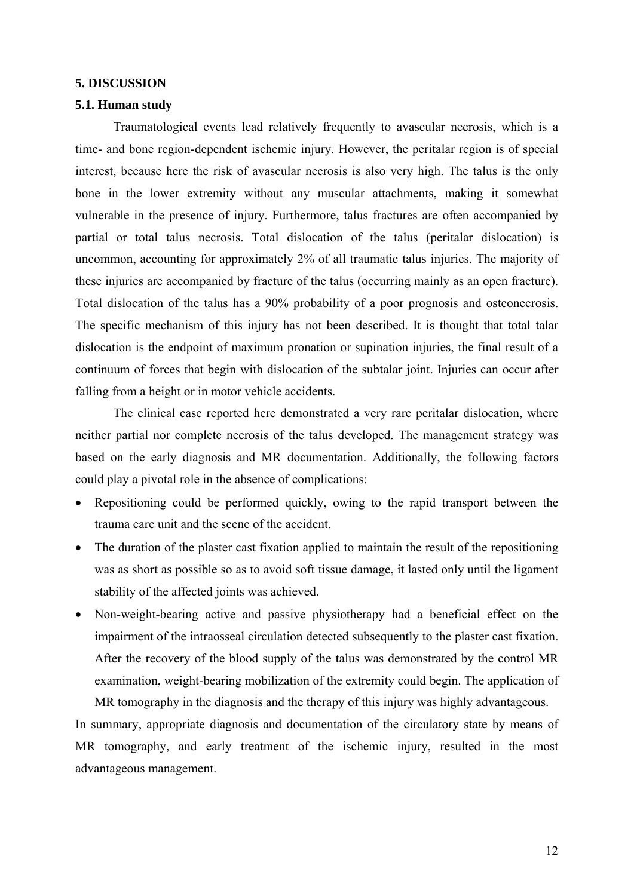## 5. DISCUSSION

### 5.1. Human study

Traumatological events lead relatively frequently to avascular necrosis, which is a time- and bone region-dependent ischemic injury. However, the peritalar region is of special interest, because here the risk of avascular necrosis is also very high. The talus is the only bone in the lower extremity without any muscular attachments, making it somewhat vulnerable in the presence of injury. Furthermore, talus fractures are often accompanied by partial or total talus necrosis. Total dislocation of the talus (peritalar dislocation) is uncommon, accounting for approximately 2% of all traumatic talus injuries. The majority of these injuries are accompanied by fracture of the talus (occurring mainly as an open fracture). Total dislocation of the talus has a 90% probability of a poor prognosis and osteonecrosis. The specific mechanism of this injury has not been described. It is thought that total talar dislocation is the endpoint of maximum pronation or supination injuries, the final result of a continuum of forces that begin with dislocation of the subtalar joint. Injuries can occur after falling from a height or in motor vehicle accidents.

The clinical case reported here demonstrated a very rare peritalar dislocation, where neither partial nor complete necrosis of the talus developed. The management strategy was based on the early diagnosis and MR documentation. Additionally, the following factors could play a pivotal role in the absence of complications:

- Repositioning could be performed quickly, owing to the rapid transport between the trauma care unit and the scene of the accident.
- The duration of the plaster cast fixation applied to maintain the result of the repositioning was as short as possible so as to avoid soft tissue damage, it lasted only until the ligament stability of the affected joints was achieved.
- Non-weight-bearing active and passive physiotherapy had a beneficial effect on the impairment of the intraosseal circulation detected subsequently to the plaster cast fixation. After the recovery of the blood supply of the talus was demonstrated by the control MR examination, weight-bearing mobilization of the extremity could begin. The application of MR tomography in the diagnosis and the therapy of this injury was highly advantageous.

In summary, appropriate diagnosis and documentation of the circulatory state by means of MR tomography, and early treatment of the ischemic injury, resulted in the most advantageous management.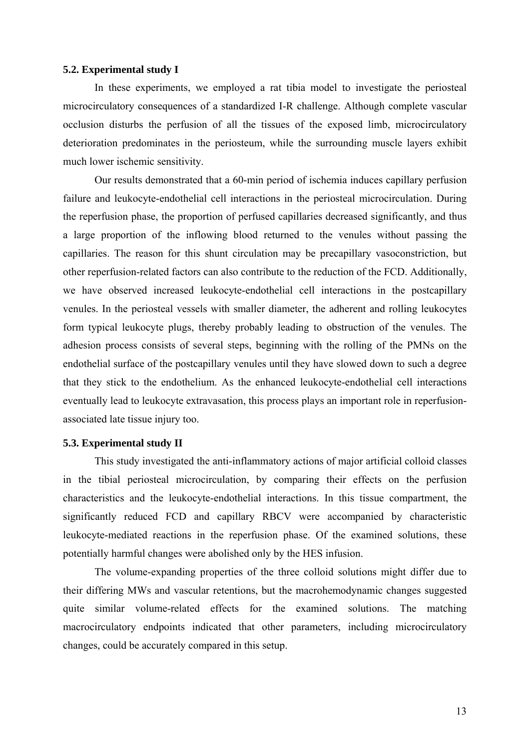### 5.2. Experimental study I

In these experiments, we employed a rat tibia model to investigate the periosteal microcirculatory consequences of a standardized I-R challenge. Although complete vascular occlusion disturbs the perfusion of all the tissues of the exposed limb, microcirculatory deterioration predominates in the periosteum, while the surrounding muscle layers exhibit much lower ischemic sensitivity.

Our results demonstrated that a 60-min period of ischemia induces capillary perfusion failure and leukocyte-endothelial cell interactions in the periosteal microcirculation. During the reperfusion phase, the proportion of perfused capillaries decreased significantly, and thus a large proportion of the inflowing blood returned to the venules without passing the capillaries. The reason for this shunt circulation may be precapillary vasoconstriction, but other reperfusion-related factors can also contribute to the reduction of the FCD. Additionally, we have observed increased leukocyte-endothelial cell interactions in the postcapillary venules. In the periosteal vessels with smaller diameter, the adherent and rolling leukocytes form typical leukocyte plugs, thereby probably leading to obstruction of the venules. The adhesion process consists of several steps, beginning with the rolling of the PMNs on the endothelial surface of the postcapillary venules until they have slowed down to such a degree that they stick to the endothelium. As the enhanced leukocyte-endothelial cell interactions eventually lead to leukocyte extravasation, this process plays an important role in reperfusion-associated late tissue injury too.

### 5.3. Experimental study II

This study investigated the anti-inflammatory actions of major artificial colloid classes in the tibial periosteal microcirculation, by comparing their effects on the perfusion characteristics and the leukocyte-endothelial interactions. In this tissue compartment, the significantly reduced FCD and capillary RBCV were accompanied by characteristic leukocyte-mediated reactions in the reperfusion phase. Of the examined solutions, these potentially harmful changes were abolished only by the HES infusion.

The volume-expanding properties of the three colloid solutions might differ due to their differing MWs and vascular retentions, but the macrohemodynamic changes suggested quite similar volume-related effects for the examined solutions. The matching macrocirculatory endpoints indicated that other parameters, including microcirculatory changes, could be accurately compared in this setup.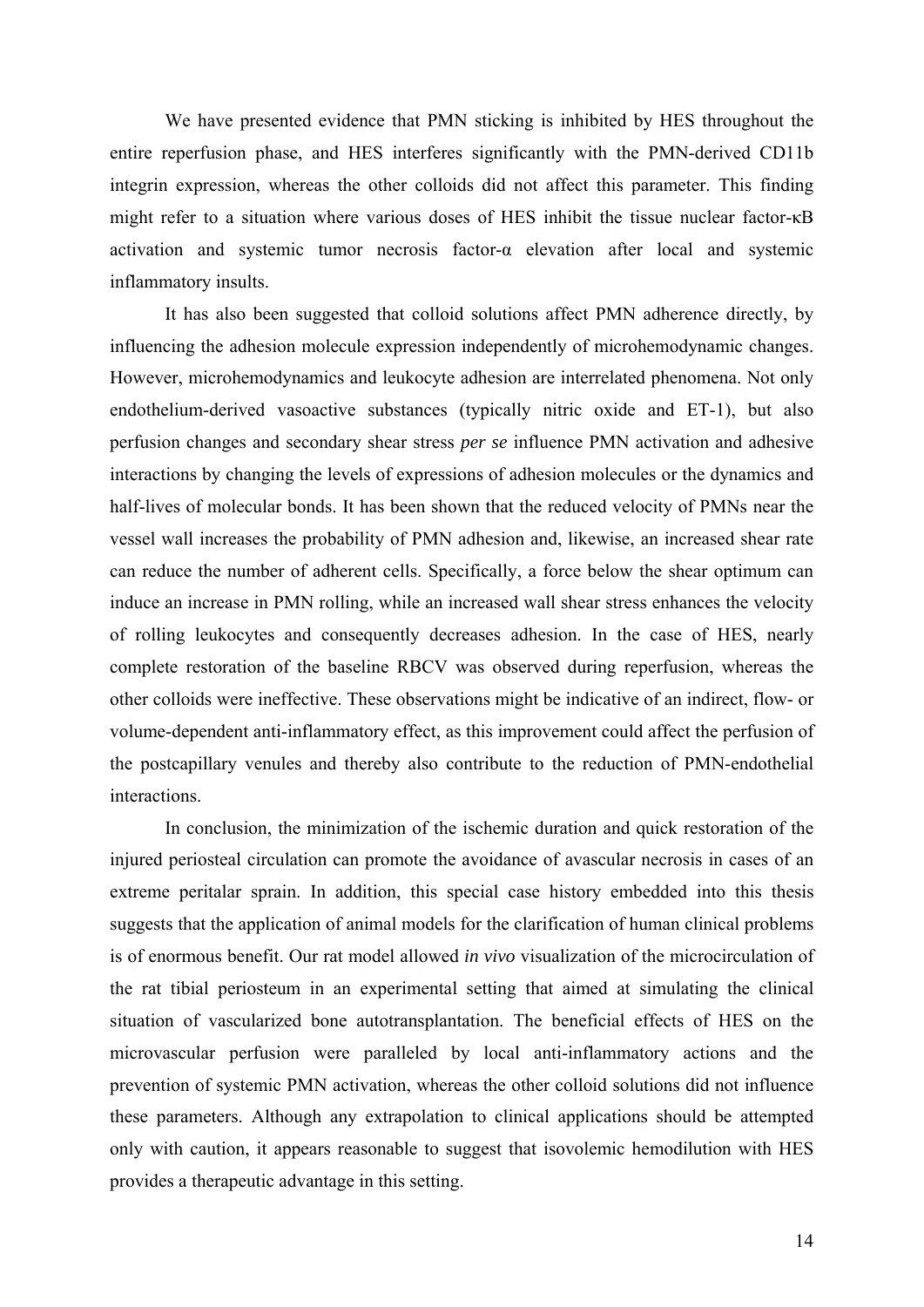We have presented evidence that PMN sticking is inhibited by HES throughout the entire reperfusion phase, and HES interferes significantly with the PMN-derived CD11b integrin expression, whereas the other colloids did not affect this parameter. This finding might refer to a situation where various doses of HES inhibit the tissue nuclear factor-κB activation and systemic tumor necrosis factor-α elevation after local and systemic inflammatory insults.

It has also been suggested that colloid solutions affect PMN adherence directly, by influencing the adhesion molecule expression independently of microhemodynamic changes. However, microhemodynamics and leukocyte adhesion are interrelated phenomena. Not only endothelium-derived vasoactive substances (typically nitric oxide and ET-1), but also perfusion changes and secondary shear stress *per se* influence PMN activation and adhesive interactions by changing the levels of expressions of adhesion molecules or the dynamics and half-lives of molecular bonds. It has been shown that the reduced velocity of PMNs near the vessel wall increases the probability of PMN adhesion and, likewise, an increased shear rate can reduce the number of adherent cells. Specifically, a force below the shear optimum can induce an increase in PMN rolling, while an increased wall shear stress enhances the velocity of rolling leukocytes and consequently decreases adhesion. In the case of HES, nearly complete restoration of the baseline RBCV was observed during reperfusion, whereas the other colloids were ineffective. These observations might be indicative of an indirect, flow- or volume-dependent anti-inflammatory effect, as this improvement could affect the perfusion of the postcapillary venules and thereby also contribute to the reduction of PMN-endothelial interactions.

In conclusion, the minimization of the ischemic duration and quick restoration of the injured periosteal circulation can promote the avoidance of avascular necrosis in cases of an extreme peritalar sprain. In addition, this special case history embedded into this thesis suggests that the application of animal models for the clarification of human clinical problems is of enormous benefit. Our rat model allowed *in vivo* visualization of the microcirculation of the rat tibial periosteum in an experimental setting that aimed at simulating the clinical situation of vascularized bone autotransplantation. The beneficial effects of HES on the microvascular perfusion were paralleled by local anti-inflammatory actions and the prevention of systemic PMN activation, whereas the other colloid solutions did not influence these parameters. Although any extrapolation to clinical applications should be attempted only with caution, it appears reasonable to suggest that isovolemic hemodilution with HES provides a therapeutic advantage in this setting.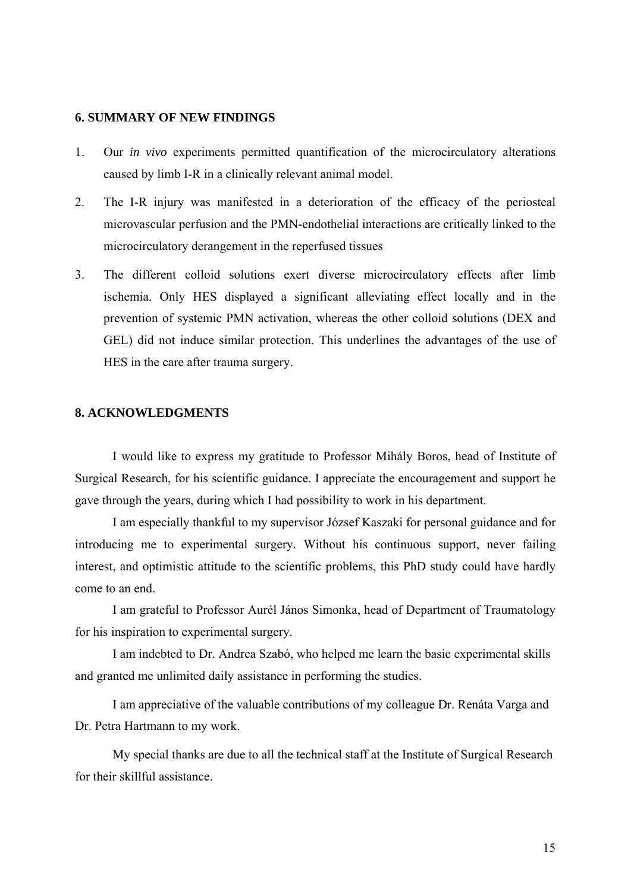## 6. SUMMARY OF NEW FINDINGS

1. Our *in vivo* experiments permitted quantification of the microcirculatory alterations caused by limb I-R in a clinically relevant animal model.
2. The I-R injury was manifested in a deterioration of the efficacy of the periosteal microvascular perfusion and the PMN-endothelial interactions are critically linked to the microcirculatory derangement in the reperfused tissues
3. The different colloid solutions exert diverse microcirculatory effects after limb ischemia. Only HES displayed a significant alleviating effect locally and in the prevention of systemic PMN activation, whereas the other colloid solutions (DEX and GEL) did not induce similar protection. This underlines the advantages of the use of HES in the care after trauma surgery.

## 8. ACKNOWLEDGMENTS

I would like to express my gratitude to Professor Mihály Boros, head of Institute of Surgical Research, for his scientific guidance. I appreciate the encouragement and support he gave through the years, during which I had possibility to work in his department.

I am especially thankful to my supervisor József Kaszaki for personal guidance and for introducing me to experimental surgery. Without his continuous support, never failing interest, and optimistic attitude to the scientific problems, this PhD study could have hardly come to an end.

I am grateful to Professor Aurél János Simonka, head of Department of Traumatology for his inspiration to experimental surgery.

I am indebted to Dr. Andrea Szabó, who helped me learn the basic experimental skills and granted me unlimited daily assistance in performing the studies.

I am appreciative of the valuable contributions of my colleague Dr. Renáta Varga and Dr. Petra Hartmann to my work.

My special thanks are due to all the technical staff at the Institute of Surgical Research for their skillful assistance.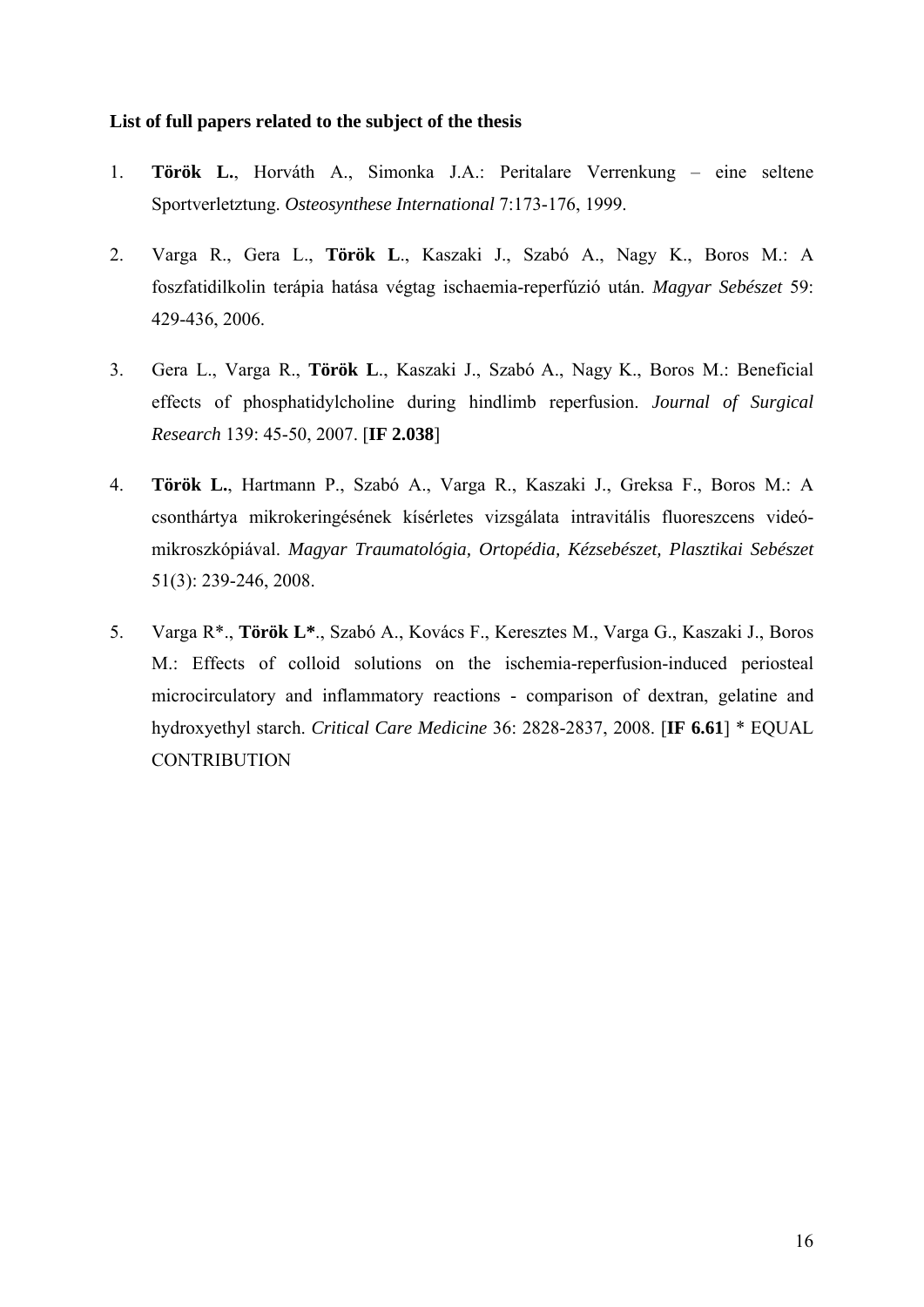**List of full papers related to the subject of the thesis**

1. **Török L.**, Horváth A., Simonka J.A.: Peritalare Verrenkung – eine seltene Sportverletztung. *Osteosynthese International* 7:173-176, 1999.

2. Varga R., Gera L., **Török L**., Kaszaki J., Szabó A., Nagy K., Boros M.: A foszfatidilkolin terápia hatása végtag ischaemia-reperfúzió után. *Magyar Sebészet* 59: 429-436, 2006.

3. Gera L., Varga R., **Török L**., Kaszaki J., Szabó A., Nagy K., Boros M.: Beneficial effects of phosphatidylcholine during hindlimb reperfusion. *Journal of Surgical Research* 139: 45-50, 2007. [**IF 2.038**]

4. **Török L.**, Hartmann P., Szabó A., Varga R., Kaszaki J., Greksa F., Boros M.: A csonthártya mikrokeringésének kísérletes vizsgálata intravitális fluoreszcens videó-mikroszkópiával. *Magyar Traumatológia, Ortopédia, Kézsebészet, Plasztikai Sebészet* 51(3): 239-246, 2008.

5. Varga R*., **Török L***., Szabó A., Kovács F., Keresztes M., Varga G., Kaszaki J., Boros M.: Effects of colloid solutions on the ischemia-reperfusion-induced periosteal microcirculatory and inflammatory reactions - comparison of dextran, gelatine and hydroxyethyl starch. *Critical Care Medicine* 36: 2828-2837, 2008. [**IF 6.61**] * EQUAL CONTRIBUTION